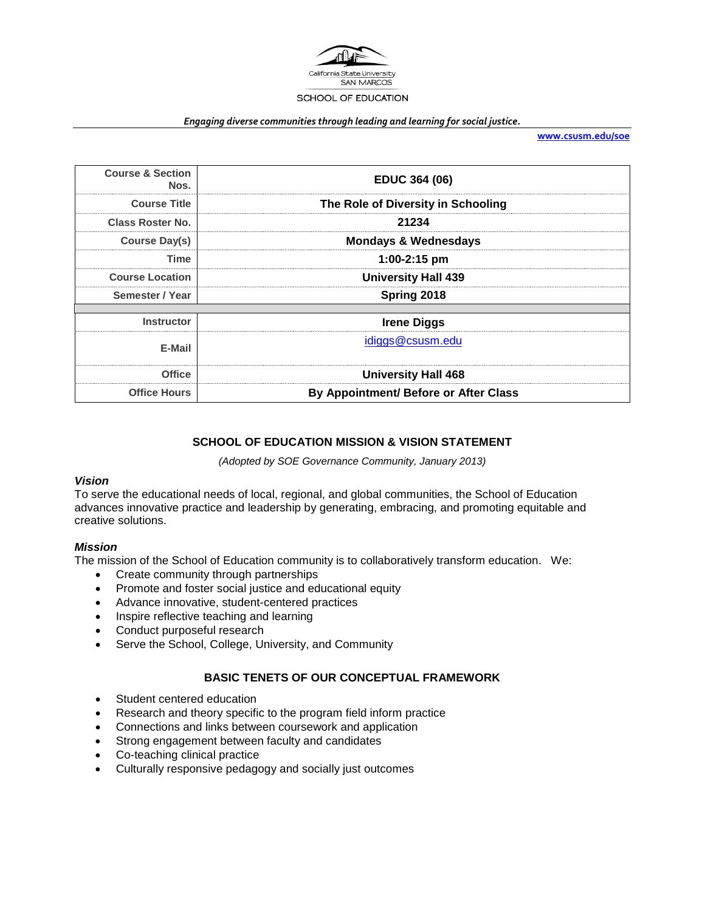California State University
SAN MARCOS

SCHOOL OF EDUCATION

*Engaging diverse communities through leading and learning for social justice.*

www.csusm.edu/soe

| | |
|---|---|
| **Course & Section Nos.** | **EDUC 364 (06)** |
| **Course Title** | **The Role of Diversity in Schooling** |
| **Class Roster No.** | **21234** |
| **Course Day(s)** | **Mondays & Wednesdays** |
| **Time** | **1:00-2:15 pm** |
| **Course Location** | **University Hall 439** |
| **Semester / Year** | **Spring 2018** |
| | |
| **Instructor** | **Irene Diggs** |
| **E-Mail** | idiggs@csusm.edu |
| **Office** | **University Hall 468** |
| **Office Hours** | **By Appointment/ Before or After Class** |

## SCHOOL OF EDUCATION MISSION & VISION STATEMENT

*(Adopted by SOE Governance Community, January 2013)*

### *Vision*

To serve the educational needs of local, regional, and global communities, the School of Education advances innovative practice and leadership by generating, embracing, and promoting equitable and creative solutions.

### *Mission*

The mission of the School of Education community is to collaboratively transform education. We:

- Create community through partnerships
- Promote and foster social justice and educational equity
- Advance innovative, student-centered practices
- Inspire reflective teaching and learning
- Conduct purposeful research
- Serve the School, College, University, and Community

## BASIC TENETS OF OUR CONCEPTUAL FRAMEWORK

- Student centered education
- Research and theory specific to the program field inform practice
- Connections and links between coursework and application
- Strong engagement between faculty and candidates
- Co-teaching clinical practice
- Culturally responsive pedagogy and socially just outcomes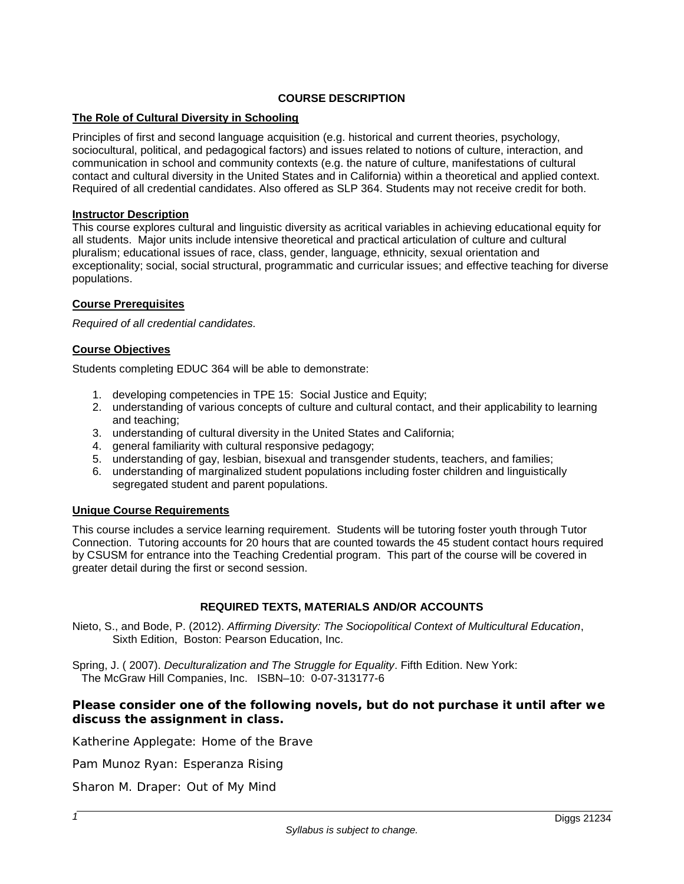## COURSE DESCRIPTION

### The Role of Cultural Diversity in Schooling

Principles of first and second language acquisition (e.g. historical and current theories, psychology, sociocultural, political, and pedagogical factors) and issues related to notions of culture, interaction, and communication in school and community contexts (e.g. the nature of culture, manifestations of cultural contact and cultural diversity in the United States and in California) within a theoretical and applied context. Required of all credential candidates. Also offered as SLP 364. Students may not receive credit for both.

### Instructor Description

This course explores cultural and linguistic diversity as acritical variables in achieving educational equity for all students. Major units include intensive theoretical and practical articulation of culture and cultural pluralism; educational issues of race, class, gender, language, ethnicity, sexual orientation and exceptionality; social, social structural, programmatic and curricular issues; and effective teaching for diverse populations.

### Course Prerequisites

*Required of all credential candidates.*

### Course Objectives

Students completing EDUC 364 will be able to demonstrate:

1. developing competencies in TPE 15: Social Justice and Equity;
2. understanding of various concepts of culture and cultural contact, and their applicability to learning and teaching;
3. understanding of cultural diversity in the United States and California;
4. general familiarity with cultural responsive pedagogy;
5. understanding of gay, lesbian, bisexual and transgender students, teachers, and families;
6. understanding of marginalized student populations including foster children and linguistically segregated student and parent populations.

### Unique Course Requirements

This course includes a service learning requirement. Students will be tutoring foster youth through Tutor Connection. Tutoring accounts for 20 hours that are counted towards the 45 student contact hours required by CSUSM for entrance into the Teaching Credential program. This part of the course will be covered in greater detail during the first or second session.

## REQUIRED TEXTS, MATERIALS AND/OR ACCOUNTS

Nieto, S., and Bode, P. (2012). *Affirming Diversity: The Sociopolitical Context of Multicultural Education*, Sixth Edition, Boston: Pearson Education, Inc.

Spring, J. ( 2007). *Deculturalization and The Struggle for Equality*. Fifth Edition. New York: The McGraw Hill Companies, Inc. ISBN–10: 0-07-313177-6

**Please consider one of the following novels, but do not purchase it until after we discuss the assignment in class.**

Katherine Applegate: Home of the Brave

Pam Munoz Ryan: Esperanza Rising

Sharon M. Draper: Out of My Mind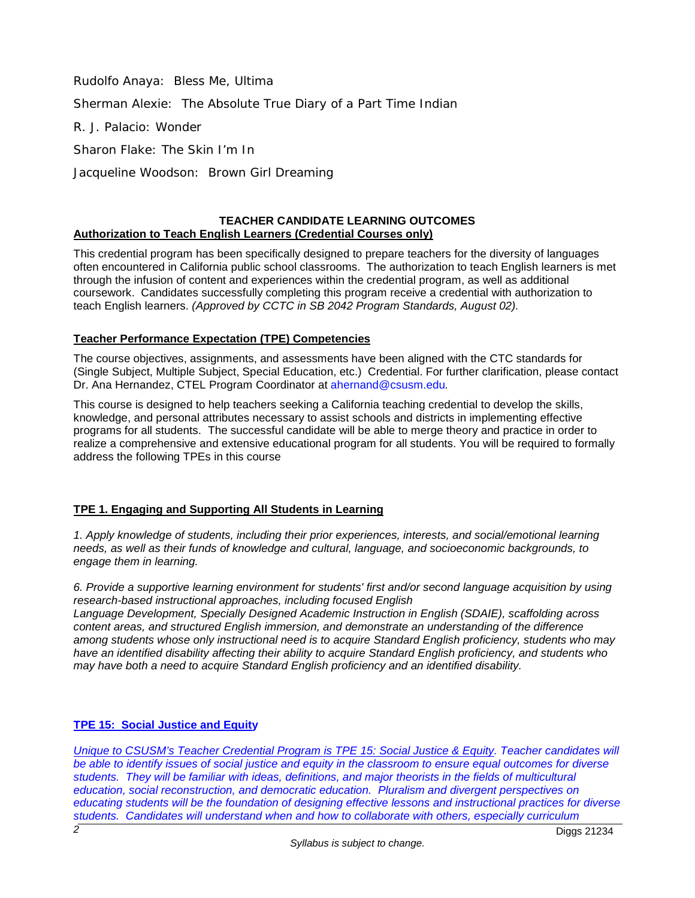Rudolfo Anaya: Bless Me, Ultima

Sherman Alexie: The Absolute True Diary of a Part Time Indian

R. J. Palacio: Wonder

Sharon Flake: The Skin I'm In

Jacqueline Woodson: Brown Girl Dreaming

## TEACHER CANDIDATE LEARNING OUTCOMES

**Authorization to Teach English Learners (Credential Courses only)**

This credential program has been specifically designed to prepare teachers for the diversity of languages often encountered in California public school classrooms. The authorization to teach English learners is met through the infusion of content and experiences within the credential program, as well as additional coursework. Candidates successfully completing this program receive a credential with authorization to teach English learners. *(Approved by CCTC in SB 2042 Program Standards, August 02).*

**Teacher Performance Expectation (TPE) Competencies**

The course objectives, assignments, and assessments have been aligned with the CTC standards for (Single Subject, Multiple Subject, Special Education, etc.) Credential. For further clarification, please contact Dr. Ana Hernandez, CTEL Program Coordinator at ahernand@csusm.edu.

This course is designed to help teachers seeking a California teaching credential to develop the skills, knowledge, and personal attributes necessary to assist schools and districts in implementing effective programs for all students. The successful candidate will be able to merge theory and practice in order to realize a comprehensive and extensive educational program for all students. You will be required to formally address the following TPEs in this course

**TPE 1. Engaging and Supporting All Students in Learning**

*1. Apply knowledge of students, including their prior experiences, interests, and social/emotional learning needs, as well as their funds of knowledge and cultural, language, and socioeconomic backgrounds, to engage them in learning.*

*6. Provide a supportive learning environment for students' first and/or second language acquisition by using research-based instructional approaches, including focused English Language Development, Specially Designed Academic Instruction in English (SDAIE), scaffolding across content areas, and structured English immersion, and demonstrate an understanding of the difference among students whose only instructional need is to acquire Standard English proficiency, students who may have an identified disability affecting their ability to acquire Standard English proficiency, and students who may have both a need to acquire Standard English proficiency and an identified disability.*

**TPE 15: Social Justice and Equity**

*Unique to CSUSM's Teacher Credential Program is TPE 15: Social Justice & Equity. Teacher candidates will be able to identify issues of social justice and equity in the classroom to ensure equal outcomes for diverse students. They will be familiar with ideas, definitions, and major theorists in the fields of multicultural education, social reconstruction, and democratic education. Pluralism and divergent perspectives on educating students will be the foundation of designing effective lessons and instructional practices for diverse students. Candidates will understand when and how to collaborate with others, especially curriculum*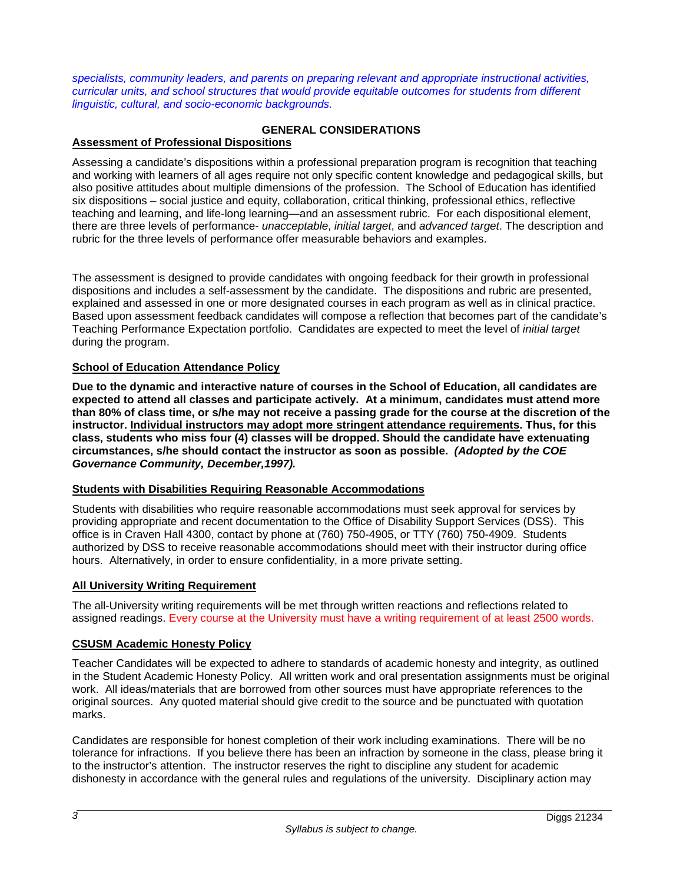*specialists, community leaders, and parents on preparing relevant and appropriate instructional activities, curricular units, and school structures that would provide equitable outcomes for students from different linguistic, cultural, and socio-economic backgrounds.*

## GENERAL CONSIDERATIONS

### Assessment of Professional Dispositions

Assessing a candidate's dispositions within a professional preparation program is recognition that teaching and working with learners of all ages require not only specific content knowledge and pedagogical skills, but also positive attitudes about multiple dimensions of the profession. The School of Education has identified six dispositions – social justice and equity, collaboration, critical thinking, professional ethics, reflective teaching and learning, and life-long learning—and an assessment rubric. For each dispositional element, there are three levels of performance- *unacceptable*, *initial target*, and *advanced target*. The description and rubric for the three levels of performance offer measurable behaviors and examples.

The assessment is designed to provide candidates with ongoing feedback for their growth in professional dispositions and includes a self-assessment by the candidate. The dispositions and rubric are presented, explained and assessed in one or more designated courses in each program as well as in clinical practice. Based upon assessment feedback candidates will compose a reflection that becomes part of the candidate's Teaching Performance Expectation portfolio. Candidates are expected to meet the level of *initial target* during the program.

### School of Education Attendance Policy

**Due to the dynamic and interactive nature of courses in the School of Education, all candidates are expected to attend all classes and participate actively. At a minimum, candidates must attend more than 80% of class time, or s/he may not receive a passing grade for the course at the discretion of the instructor. Individual instructors may adopt more stringent attendance requirements. Thus, for this class, students who miss four (4) classes will be dropped. Should the candidate have extenuating circumstances, s/he should contact the instructor as soon as possible. *(Adopted by the COE Governance Community, December,1997).***

### Students with Disabilities Requiring Reasonable Accommodations

Students with disabilities who require reasonable accommodations must seek approval for services by providing appropriate and recent documentation to the Office of Disability Support Services (DSS). This office is in Craven Hall 4300, contact by phone at (760) 750-4905, or TTY (760) 750-4909. Students authorized by DSS to receive reasonable accommodations should meet with their instructor during office hours. Alternatively, in order to ensure confidentiality, in a more private setting.

### All University Writing Requirement

The all-University writing requirements will be met through written reactions and reflections related to assigned readings. Every course at the University must have a writing requirement of at least 2500 words.

### CSUSM Academic Honesty Policy

Teacher Candidates will be expected to adhere to standards of academic honesty and integrity, as outlined in the Student Academic Honesty Policy. All written work and oral presentation assignments must be original work. All ideas/materials that are borrowed from other sources must have appropriate references to the original sources. Any quoted material should give credit to the source and be punctuated with quotation marks.

Candidates are responsible for honest completion of their work including examinations. There will be no tolerance for infractions. If you believe there has been an infraction by someone in the class, please bring it to the instructor's attention. The instructor reserves the right to discipline any student for academic dishonesty in accordance with the general rules and regulations of the university. Disciplinary action may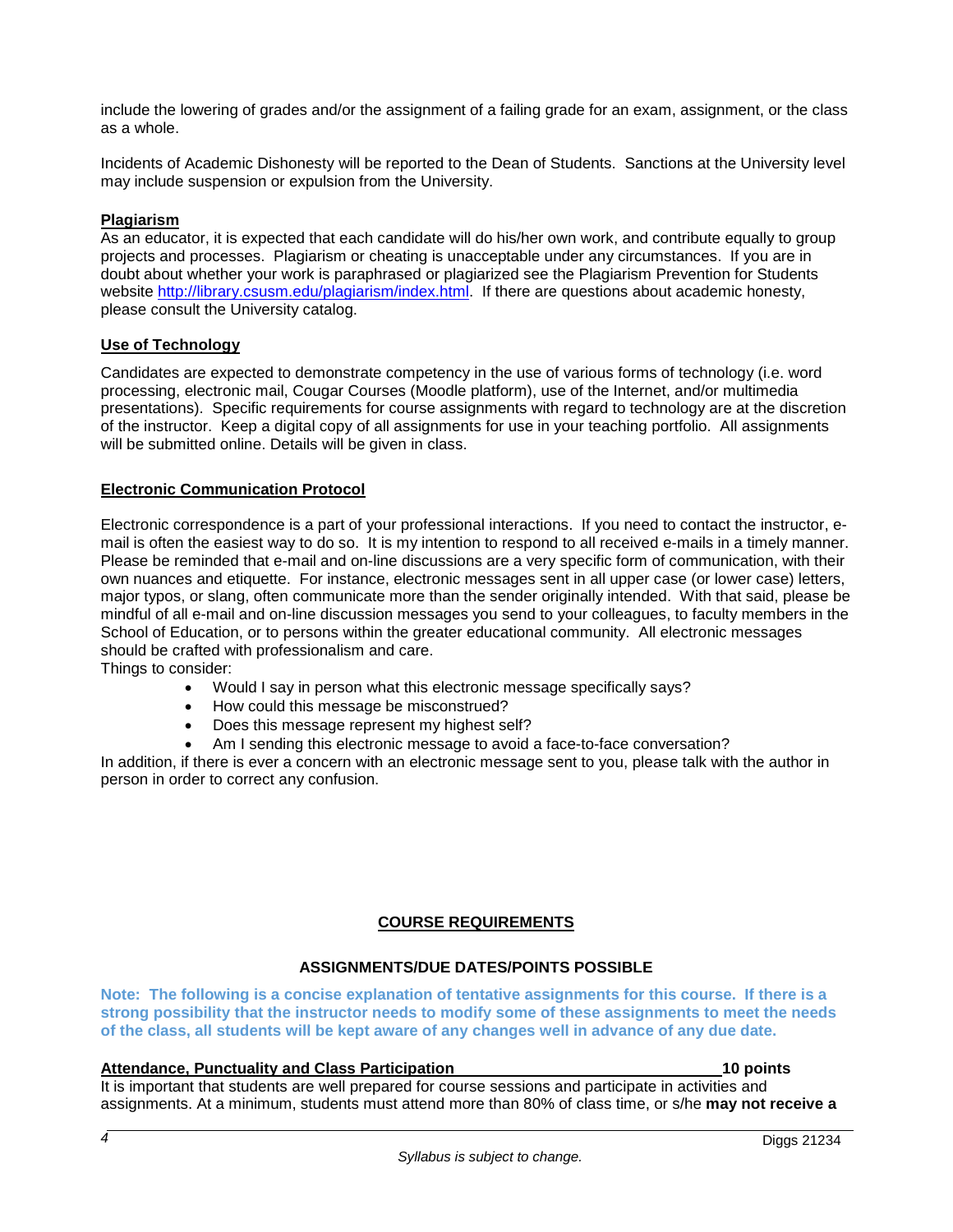include the lowering of grades and/or the assignment of a failing grade for an exam, assignment, or the class as a whole.

Incidents of Academic Dishonesty will be reported to the Dean of Students. Sanctions at the University level may include suspension or expulsion from the University.

### Plagiarism

As an educator, it is expected that each candidate will do his/her own work, and contribute equally to group projects and processes. Plagiarism or cheating is unacceptable under any circumstances. If you are in doubt about whether your work is paraphrased or plagiarized see the Plagiarism Prevention for Students website http://library.csusm.edu/plagiarism/index.html. If there are questions about academic honesty, please consult the University catalog.

### Use of Technology

Candidates are expected to demonstrate competency in the use of various forms of technology (i.e. word processing, electronic mail, Cougar Courses (Moodle platform), use of the Internet, and/or multimedia presentations). Specific requirements for course assignments with regard to technology are at the discretion of the instructor. Keep a digital copy of all assignments for use in your teaching portfolio. All assignments will be submitted online. Details will be given in class.

### Electronic Communication Protocol

Electronic correspondence is a part of your professional interactions. If you need to contact the instructor, e-mail is often the easiest way to do so. It is my intention to respond to all received e-mails in a timely manner. Please be reminded that e-mail and on-line discussions are a very specific form of communication, with their own nuances and etiquette. For instance, electronic messages sent in all upper case (or lower case) letters, major typos, or slang, often communicate more than the sender originally intended. With that said, please be mindful of all e-mail and on-line discussion messages you send to your colleagues, to faculty members in the School of Education, or to persons within the greater educational community. All electronic messages should be crafted with professionalism and care.

Things to consider:

- Would I say in person what this electronic message specifically says?
- How could this message be misconstrued?
- Does this message represent my highest self?
- Am I sending this electronic message to avoid a face-to-face conversation?

In addition, if there is ever a concern with an electronic message sent to you, please talk with the author in person in order to correct any confusion.

## COURSE REQUIREMENTS

### ASSIGNMENTS/DUE DATES/POINTS POSSIBLE

**Note: The following is a concise explanation of tentative assignments for this course. If there is a strong possibility that the instructor needs to modify some of these assignments to meet the needs of the class, all students will be kept aware of any changes well in advance of any due date.**

**Attendance, Punctuality and Class Participation — 10 points**

It is important that students are well prepared for course sessions and participate in activities and assignments. At a minimum, students must attend more than 80% of class time, or s/he **may not receive a**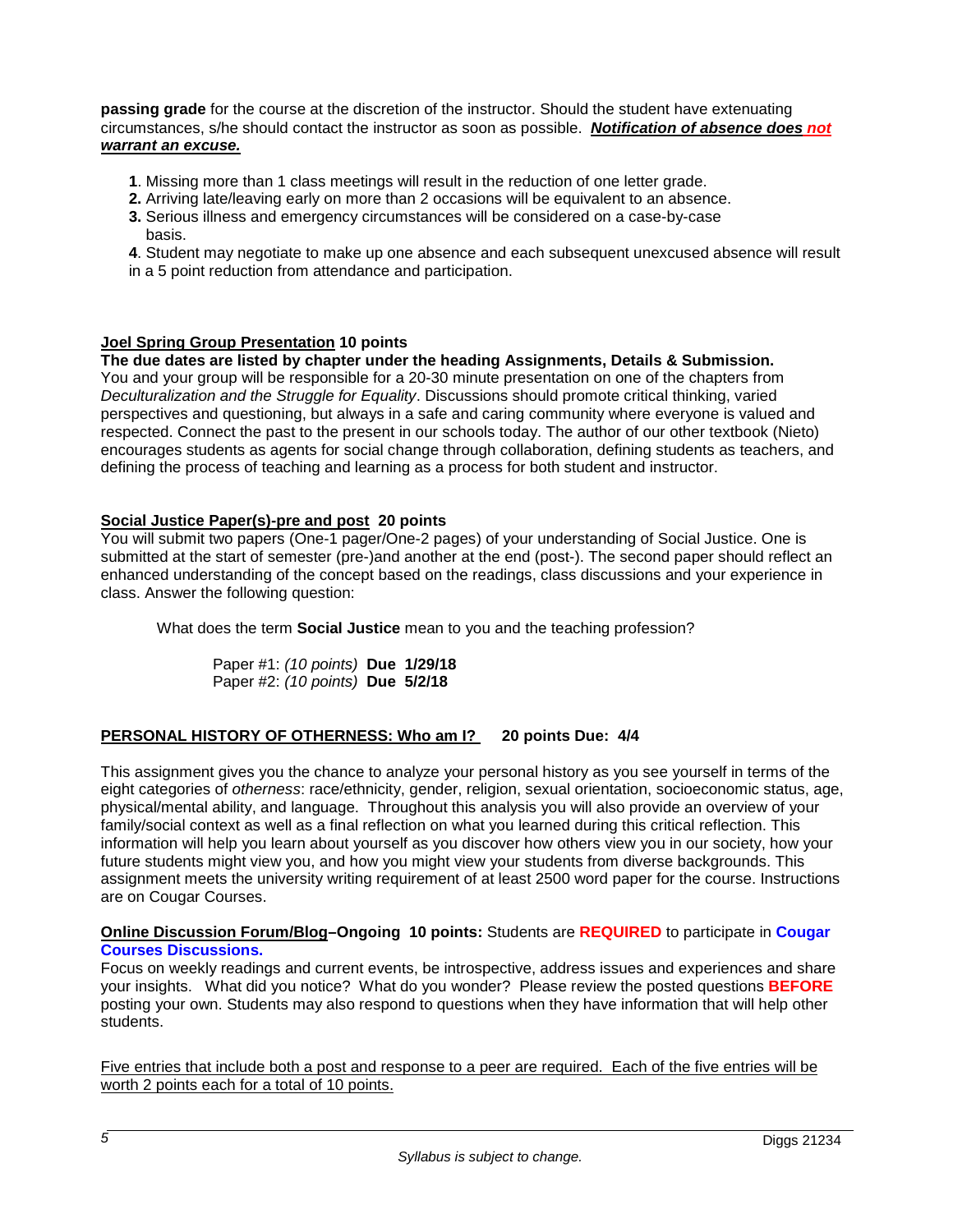**passing grade** for the course at the discretion of the instructor. Should the student have extenuating circumstances, s/he should contact the instructor as soon as possible. ***Notification of absence does not warrant an excuse.***

**1**. Missing more than 1 class meetings will result in the reduction of one letter grade.
**2.** Arriving late/leaving early on more than 2 occasions will be equivalent to an absence.
**3.** Serious illness and emergency circumstances will be considered on a case-by-case basis.
**4**. Student may negotiate to make up one absence and each subsequent unexcused absence will result in a 5 point reduction from attendance and participation.

**Joel Spring Group Presentation 10 points**

**The due dates are listed by chapter under the heading Assignments, Details & Submission.**
You and your group will be responsible for a 20-30 minute presentation on one of the chapters from *Deculturalization and the Struggle for Equality*. Discussions should promote critical thinking, varied perspectives and questioning, but always in a safe and caring community where everyone is valued and respected. Connect the past to the present in our schools today. The author of our other textbook (Nieto) encourages students as agents for social change through collaboration, defining students as teachers, and defining the process of teaching and learning as a process for both student and instructor.

**Social Justice Paper(s)-pre and post 20 points**

You will submit two papers (One-1 pager/One-2 pages) of your understanding of Social Justice. One is submitted at the start of semester (pre-)and another at the end (post-). The second paper should reflect an enhanced understanding of the concept based on the readings, class discussions and your experience in class. Answer the following question:

What does the term **Social Justice** mean to you and the teaching profession?

Paper #1: *(10 points)* **Due 1/29/18**
Paper #2: *(10 points)* **Due 5/2/18**

**PERSONAL HISTORY OF OTHERNESS: Who am I? 20 points Due: 4/4**

This assignment gives you the chance to analyze your personal history as you see yourself in terms of the eight categories of *otherness*: race/ethnicity, gender, religion, sexual orientation, socioeconomic status, age, physical/mental ability, and language. Throughout this analysis you will also provide an overview of your family/social context as well as a final reflection on what you learned during this critical reflection. This information will help you learn about yourself as you discover how others view you in our society, how your future students might view you, and how you might view your students from diverse backgrounds. This assignment meets the university writing requirement of at least 2500 word paper for the course. Instructions are on Cougar Courses.

**Online Discussion Forum/Blog–Ongoing 10 points:** Students are **REQUIRED** to participate in **Cougar Courses Discussions.**
Focus on weekly readings and current events, be introspective, address issues and experiences and share your insights. What did you notice? What do you wonder? Please review the posted questions **BEFORE** posting your own. Students may also respond to questions when they have information that will help other students.

Five entries that include both a post and response to a peer are required. Each of the five entries will be worth 2 points each for a total of 10 points.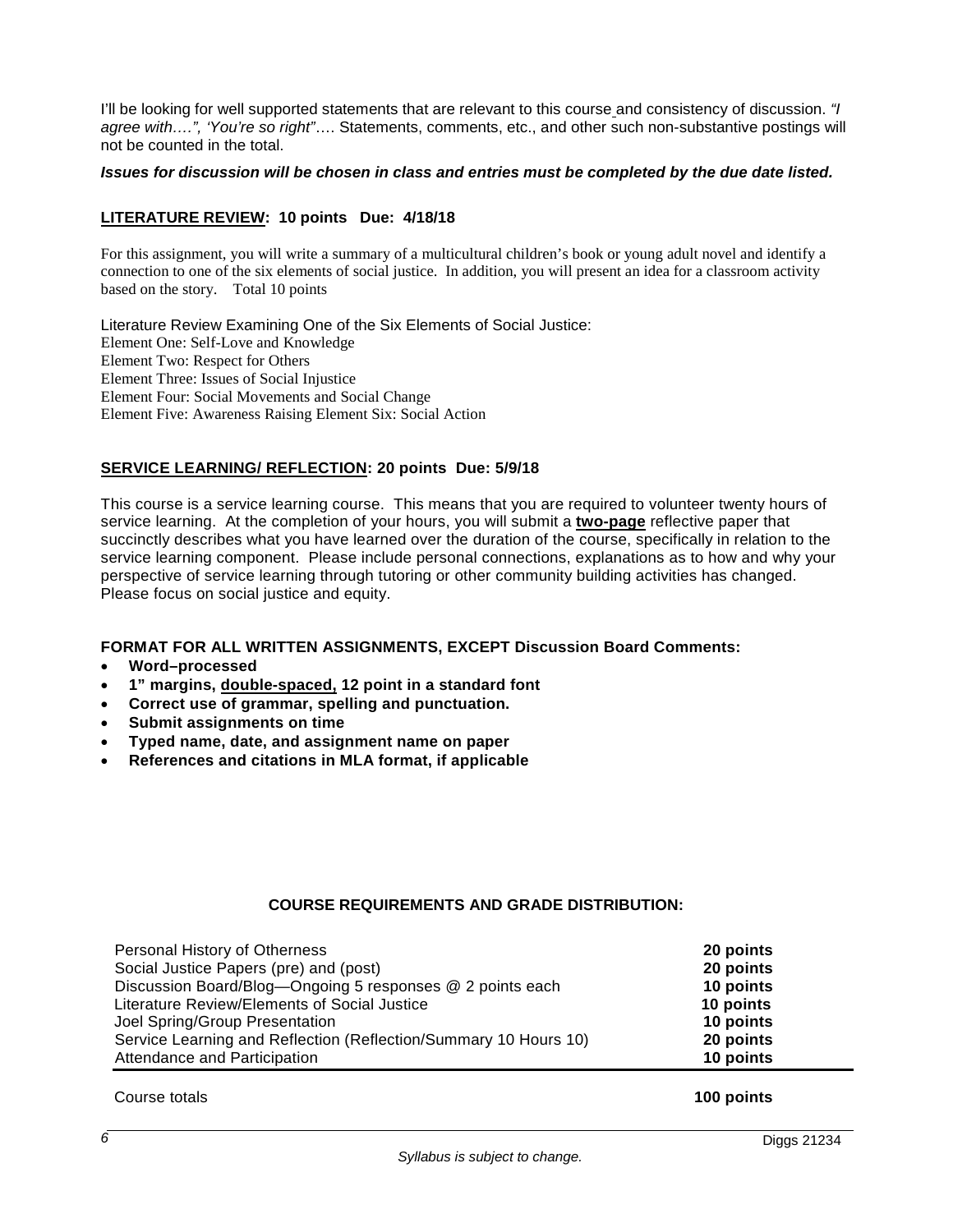I'll be looking for well supported statements that are relevant to this course and consistency of discussion. *"I agree with….", 'You're so right"*…. Statements, comments, etc., and other such non-substantive postings will not be counted in the total.

***Issues for discussion will be chosen in class and entries must be completed by the due date listed.***

**LITERATURE REVIEW: 10 points Due: 4/18/18**

For this assignment, you will write a summary of a multicultural children's book or young adult novel and identify a connection to one of the six elements of social justice. In addition, you will present an idea for a classroom activity based on the story. Total 10 points

Literature Review Examining One of the Six Elements of Social Justice:
Element One: Self-Love and Knowledge
Element Two: Respect for Others
Element Three: Issues of Social Injustice
Element Four: Social Movements and Social Change
Element Five: Awareness Raising Element Six: Social Action

**SERVICE LEARNING/ REFLECTION: 20 points Due: 5/9/18**

This course is a service learning course. This means that you are required to volunteer twenty hours of service learning. At the completion of your hours, you will submit a **two-page** reflective paper that succinctly describes what you have learned over the duration of the course, specifically in relation to the service learning component. Please include personal connections, explanations as to how and why your perspective of service learning through tutoring or other community building activities has changed. Please focus on social justice and equity.

**FORMAT FOR ALL WRITTEN ASSIGNMENTS, EXCEPT Discussion Board Comments:**

- **Word–processed**
- **1" margins, double-spaced, 12 point in a standard font**
- **Correct use of grammar, spelling and punctuation.**
- **Submit assignments on time**
- **Typed name, date, and assignment name on paper**
- **References and citations in MLA format, if applicable**

**COURSE REQUIREMENTS AND GRADE DISTRIBUTION:**

| Requirement | Points |
|---|---|
| Personal History of Otherness | **20 points** |
| Social Justice Papers (pre) and (post) | **20 points** |
| Discussion Board/Blog—Ongoing 5 responses @ 2 points each | **10 points** |
| Literature Review/Elements of Social Justice | **10 points** |
| Joel Spring/Group Presentation | **10 points** |
| Service Learning and Reflection (Reflection/Summary 10 Hours 10) | **20 points** |
| Attendance and Participation | **10 points** |
| Course totals | **100 points** |

*Syllabus is subject to change.*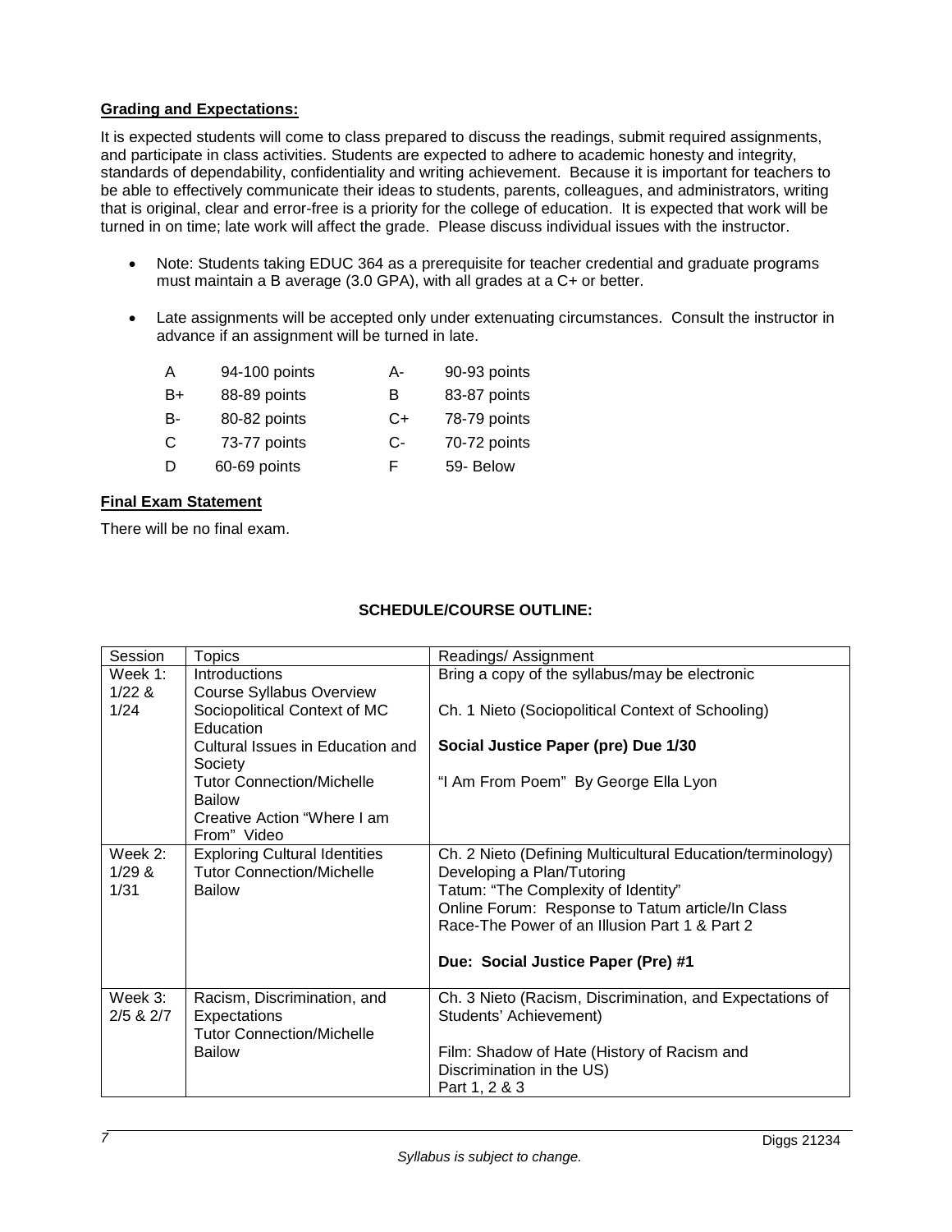## Grading and Expectations:

It is expected students will come to class prepared to discuss the readings, submit required assignments, and participate in class activities. Students are expected to adhere to academic honesty and integrity, standards of dependability, confidentiality and writing achievement. Because it is important for teachers to be able to effectively communicate their ideas to students, parents, colleagues, and administrators, writing that is original, clear and error-free is a priority for the college of education. It is expected that work will be turned in on time; late work will affect the grade. Please discuss individual issues with the instructor.

- Note: Students taking EDUC 364 as a prerequisite for teacher credential and graduate programs must maintain a B average (3.0 GPA), with all grades at a C+ or better.
- Late assignments will be accepted only under extenuating circumstances. Consult the instructor in advance if an assignment will be turned in late.

| | | | |
|---|---|---|---|
| A | 94-100 points | A- | 90-93 points |
| B+ | 88-89 points | B | 83-87 points |
| B- | 80-82 points | C+ | 78-79 points |
| C | 73-77 points | C- | 70-72 points |
| D | 60-69 points | F | 59- Below |

## Final Exam Statement

There will be no final exam.

### SCHEDULE/COURSE OUTLINE:

| Session | Topics | Readings/ Assignment |
|---|---|---|
| Week 1: 1/22 & 1/24 | Introductions<br>Course Syllabus Overview<br>Sociopolitical Context of MC Education<br>Cultural Issues in Education and Society<br>Tutor Connection/Michelle Bailow<br>Creative Action "Where I am From" Video | Bring a copy of the syllabus/may be electronic<br><br>Ch. 1 Nieto (Sociopolitical Context of Schooling)<br><br>**Social Justice Paper (pre) Due 1/30**<br><br>"I Am From Poem" By George Ella Lyon |
| Week 2: 1/29 & 1/31 | Exploring Cultural Identities<br>Tutor Connection/Michelle Bailow | Ch. 2 Nieto (Defining Multicultural Education/terminology)<br>Developing a Plan/Tutoring<br>Tatum: "The Complexity of Identity"<br>Online Forum: Response to Tatum article/In Class<br>Race-The Power of an Illusion Part 1 & Part 2<br><br>**Due: Social Justice Paper (Pre) #1** |
| Week 3: 2/5 & 2/7 | Racism, Discrimination, and Expectations<br>Tutor Connection/Michelle Bailow | Ch. 3 Nieto (Racism, Discrimination, and Expectations of Students' Achievement)<br><br>Film: Shadow of Hate (History of Racism and Discrimination in the US)<br>Part 1, 2 & 3 |

*Syllabus is subject to change.*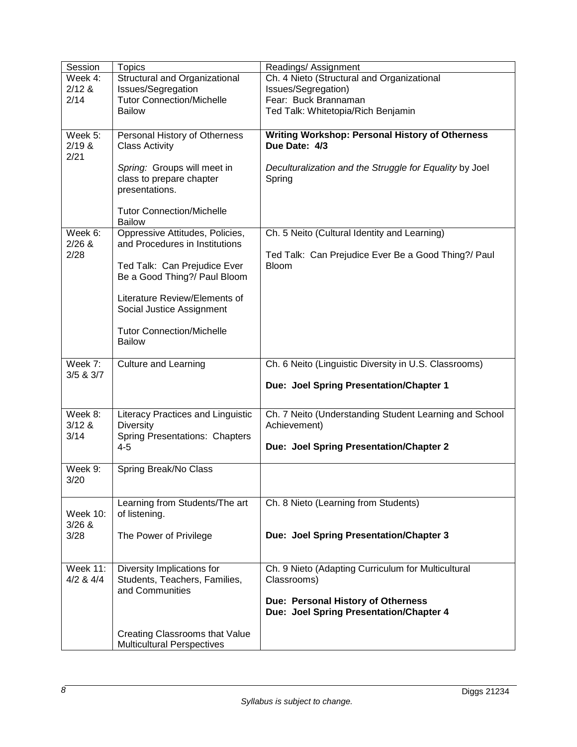| Session | Topics | Readings/ Assignment |
| --- | --- | --- |
| Week 4: 2/12 & 2/14 | Structural and Organizational Issues/Segregation<br>Tutor Connection/Michelle Bailow | Ch. 4 Nieto (Structural and Organizational Issues/Segregation)<br>Fear: Buck Brannaman<br>Ted Talk: Whitetopia/Rich Benjamin |
| Week 5: 2/19 & 2/21 | Personal History of Otherness Class Activity<br><br>*Spring:* Groups will meet in class to prepare chapter presentations.<br><br>Tutor Connection/Michelle Bailow | **Writing Workshop: Personal History of Otherness Due Date: 4/3**<br><br>*Deculturalization and the Struggle for Equality* by Joel Spring |
| Week 6: 2/26 & 2/28 | Oppressive Attitudes, Policies, and Procedures in Institutions<br><br>Ted Talk: Can Prejudice Ever Be a Good Thing?/ Paul Bloom<br><br>Literature Review/Elements of Social Justice Assignment<br><br>Tutor Connection/Michelle Bailow | Ch. 5 Neito (Cultural Identity and Learning)<br><br>Ted Talk: Can Prejudice Ever Be a Good Thing?/ Paul Bloom |
| Week 7: 3/5 & 3/7 | Culture and Learning | Ch. 6 Neito (Linguistic Diversity in U.S. Classrooms)<br><br>**Due: Joel Spring Presentation/Chapter 1** |
| Week 8: 3/12 & 3/14 | Literacy Practices and Linguistic Diversity<br>Spring Presentations: Chapters 4-5 | Ch. 7 Neito (Understanding Student Learning and School Achievement)<br><br>**Due: Joel Spring Presentation/Chapter 2** |
| Week 9: 3/20 | Spring Break/No Class | |
| Week 10: 3/26 & 3/28 | Learning from Students/The art of listening.<br><br>The Power of Privilege | Ch. 8 Nieto (Learning from Students)<br><br>**Due: Joel Spring Presentation/Chapter 3** |
| Week 11: 4/2 & 4/4 | Diversity Implications for Students, Teachers, Families, and Communities<br><br>Creating Classrooms that Value Multicultural Perspectives | Ch. 9 Nieto (Adapting Curriculum for Multicultural Classrooms)<br><br>**Due: Personal History of Otherness**<br>**Due: Joel Spring Presentation/Chapter 4** |

*Syllabus is subject to change.*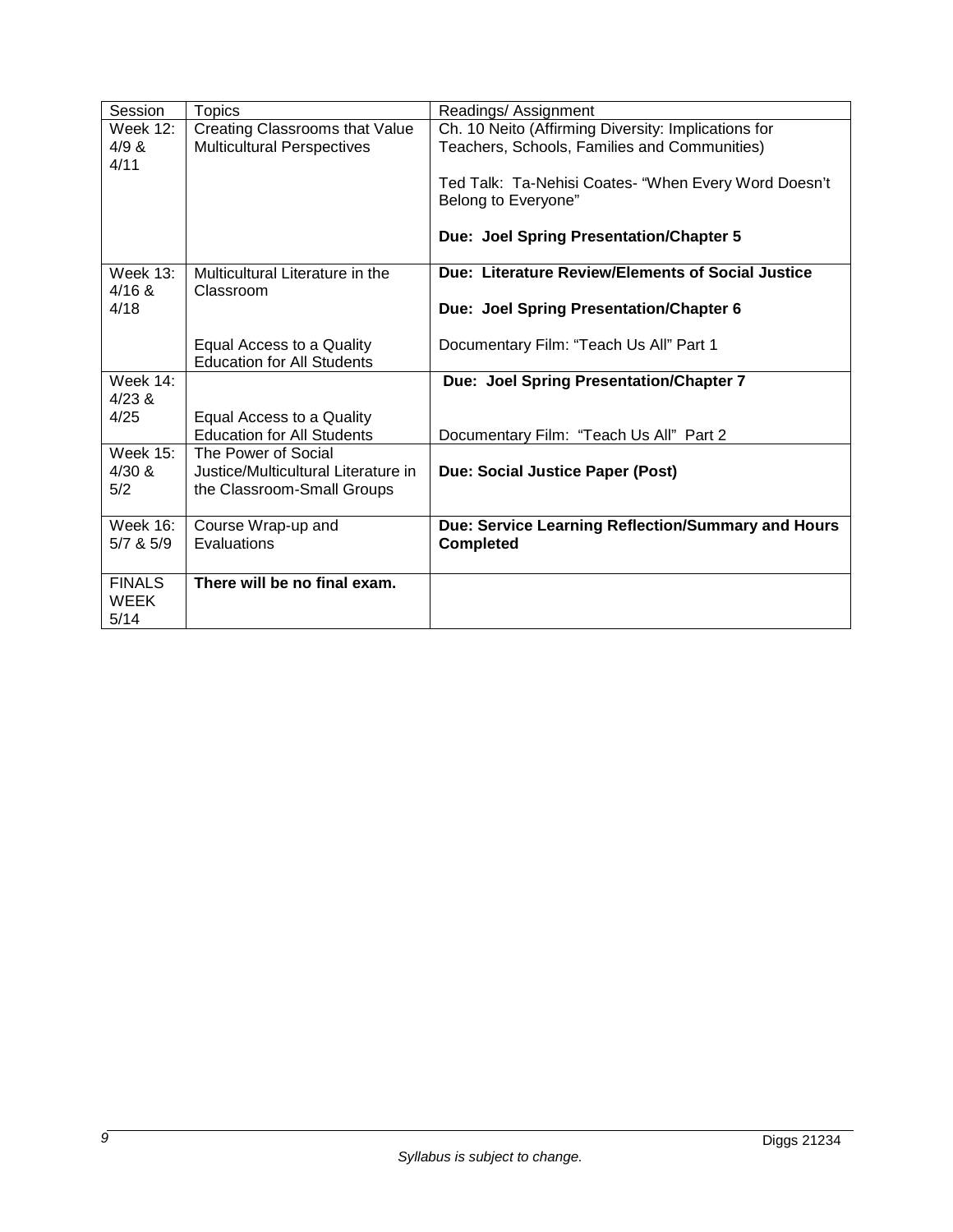| Session | Topics | Readings/ Assignment |
|---|---|---|
| Week 12: 4/9 & 4/11 | Creating Classrooms that Value Multicultural Perspectives | Ch. 10 Neito (Affirming Diversity: Implications for Teachers, Schools, Families and Communities)<br><br>Ted Talk: Ta-Nehisi Coates- "When Every Word Doesn't Belong to Everyone"<br><br>**Due: Joel Spring Presentation/Chapter 5** |
| Week 13: 4/16 & 4/18 | Multicultural Literature in the Classroom<br><br>Equal Access to a Quality Education for All Students | **Due: Literature Review/Elements of Social Justice**<br><br>**Due: Joel Spring Presentation/Chapter 6**<br><br>Documentary Film: "Teach Us All" Part 1 |
| Week 14: 4/23 & 4/25 | Equal Access to a Quality Education for All Students | **Due: Joel Spring Presentation/Chapter 7**<br><br>Documentary Film: "Teach Us All" Part 2 |
| Week 15: 4/30 & 5/2 | The Power of Social Justice/Multicultural Literature in the Classroom-Small Groups | **Due: Social Justice Paper (Post)** |
| Week 16: 5/7 & 5/9 | Course Wrap-up and Evaluations | **Due: Service Learning Reflection/Summary and Hours Completed** |
| FINALS WEEK 5/14 | **There will be no final exam.** | |

*Syllabus is subject to change.*